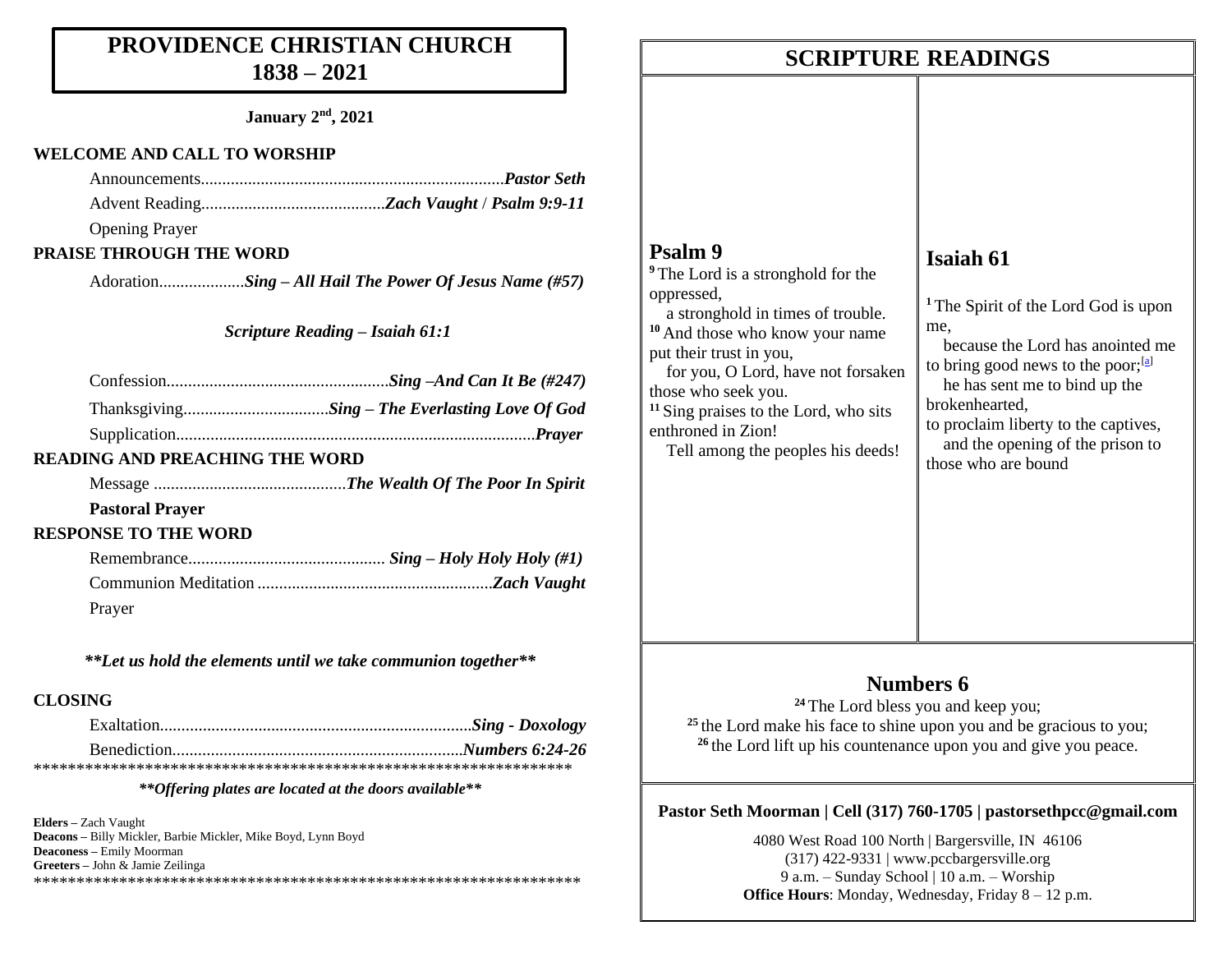# PROVIDENCE CHRISTIAN CHURCH
# 1838 – 2021

**January 2nd, 2021**

**WELCOME AND CALL TO WORSHIP**

Announcements....................................................................... ***Pastor Seth***

Advent Reading........................................... ***Zach Vaught*** / ***Psalm 9:9-11***

Opening Prayer

**PRAISE THROUGH THE WORD**

Adoration.................... ***Sing – All Hail The Power Of Jesus Name (#57)***

***Scripture Reading – Isaiah 61:1***

Confession.................................................... ***Sing –And Can It Be (#247)***

Thanksgiving.................................. ***Sing – The Everlasting Love Of God***

Supplication.................................................................................. ***Prayer***

**READING AND PREACHING THE WORD**

Message ............................................ ***The Wealth Of The Poor In Spirit***

**Pastoral Prayer**

**RESPONSE TO THE WORD**

Remembrance.............................................. ***Sing – Holy Holy Holy (#1)***

Communion Meditation ...................................................... ***Zach Vaught***

Prayer

***\*\*Let us hold the elements until we take communion together\*\****

**CLOSING**

Exaltation........................................................................ ***Sing - Doxology***

Benediction................................................................... ***Numbers 6:24-26***

*******************************************************************

***\*\*Offering plates are located at the doors available\*\****

**Elders –** Zach Vaught
**Deacons –** Billy Mickler, Barbie Mickler, Mike Boyd, Lynn Boyd
**Deaconess –** Emily Moorman
**Greeters –** John & Jamie Zeilinga

*******************************************************************

# SCRIPTURE READINGS

## Psalm 9

[9] The Lord is a stronghold for the oppressed,
a stronghold in times of trouble.
[10] And those who know your name put their trust in you,
for you, O Lord, have not forsaken those who seek you.
[11] Sing praises to the Lord, who sits enthroned in Zion!
Tell among the peoples his deeds!

## Isaiah 61

[1] The Spirit of the Lord God is upon me,
because the Lord has anointed me to bring good news to the poor;[a]
he has sent me to bind up the brokenhearted,
to proclaim liberty to the captives,
and the opening of the prison to those who are bound

## Numbers 6

[24] The Lord bless you and keep you;
[25] the Lord make his face to shine upon you and be gracious to you;
[26] the Lord lift up his countenance upon you and give you peace.

**Pastor Seth Moorman | Cell (317) 760-1705 | pastorsethpcc@gmail.com**

4080 West Road 100 North | Bargersville, IN 46106
(317) 422-9331 | www.pccbargersville.org
9 a.m. – Sunday School | 10 a.m. – Worship
**Office Hours**: Monday, Wednesday, Friday 8 – 12 p.m.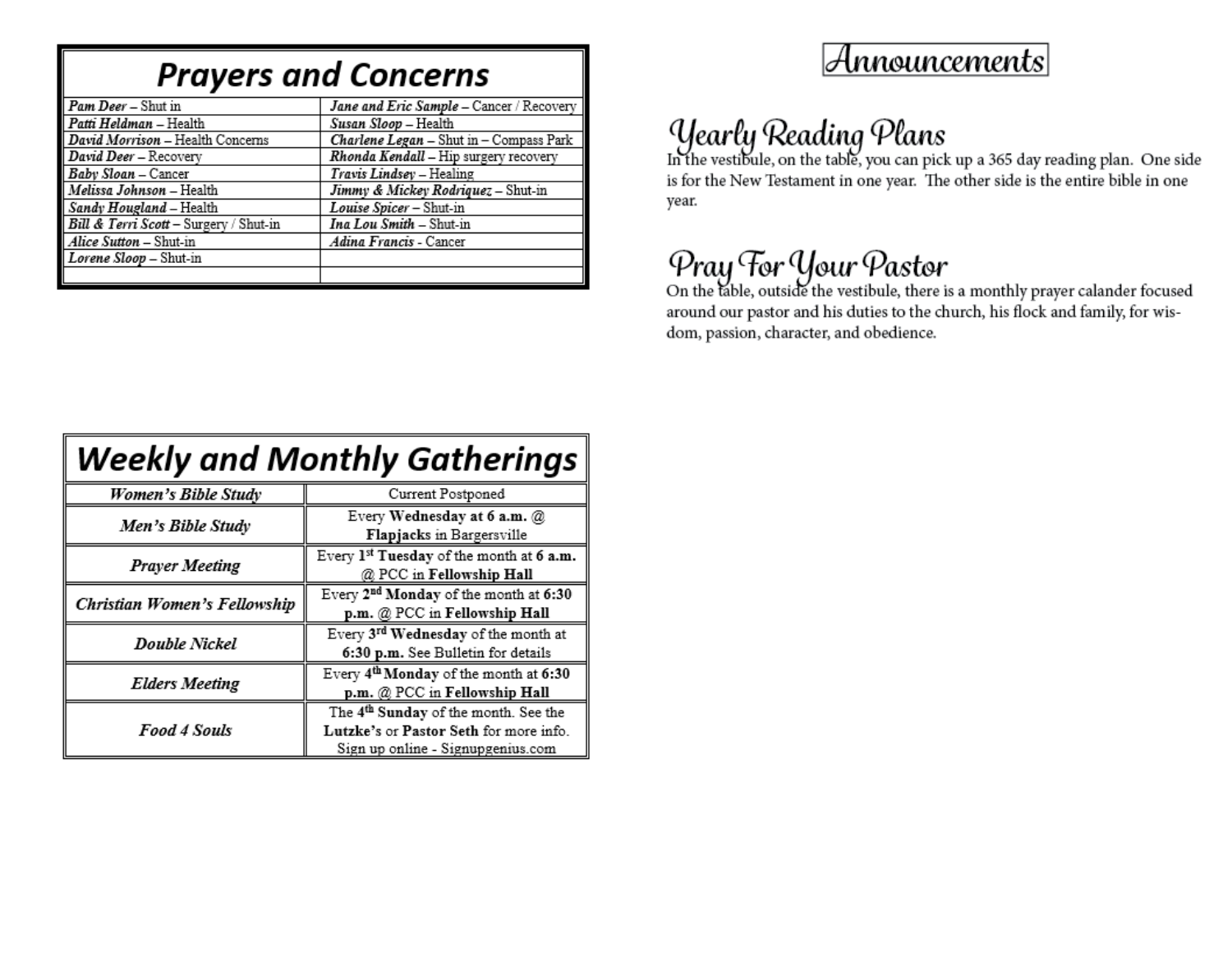## Prayers and Concerns

| | |
|---|---|
| ***Pam Deer*** – Shut in | ***Jane and Eric Sample*** – Cancer / Recovery |
| ***Patti Heldman*** – Health | ***Susan Sloop*** – Health |
| ***David Morrison*** – Health Concerns | ***Charlene Legan*** – Shut in – Compass Park |
| ***David Deer*** – Recovery | ***Rhonda Kendall*** – Hip surgery recovery |
| ***Baby Sloan*** – Cancer | ***Travis Lindsey*** – Healing |
| ***Melissa Johnson*** – Health | ***Jimmy & Mickey Rodriquez*** – Shut-in |
| ***Sandy Hougland*** – Health | ***Louise Spicer*** – Shut-in |
| ***Bill & Terri Scott*** – Surgery / Shut-in | ***Ina Lou Smith*** – Shut-in |
| ***Alice Sutton*** – Shut-in | ***Adina Francis*** - Cancer |
| ***Lorene Sloop*** – Shut-in | |
| | |

## Weekly and Monthly Gatherings

| | |
|---|---|
| ***Women's Bible Study*** | Current Postponed |
| ***Men's Bible Study*** | Every **Wednesday at 6 a.m.** @ **Flapjacks** in Bargersville |
| ***Prayer Meeting*** | Every **1st Tuesday** of the month at **6 a.m.** @ PCC in **Fellowship Hall** |
| ***Christian Women's Fellowship*** | Every **2nd Monday** of the month at **6:30 p.m.** @ PCC in **Fellowship Hall** |
| ***Double Nickel*** | Every **3rd Wednesday** of the month at **6:30 p.m.** See Bulletin for details |
| ***Elders Meeting*** | Every **4th Monday** of the month at **6:30 p.m.** @ PCC in **Fellowship Hall** |
| ***Food 4 Souls*** | The **4th Sunday** of the month. See the **Lutzke's** or **Pastor Seth** for more info. Sign up online - Signupgenius.com |

# Announcements

## Yearly Reading Plans

In the vestibule, on the table, you can pick up a 365 day reading plan. One side is for the New Testament in one year. The other side is the entire bible in one year.

## Pray For Your Pastor

On the table, outside the vestibule, there is a monthly prayer calander focused around our pastor and his duties to the church, his flock and family, for wisdom, passion, character, and obedience.